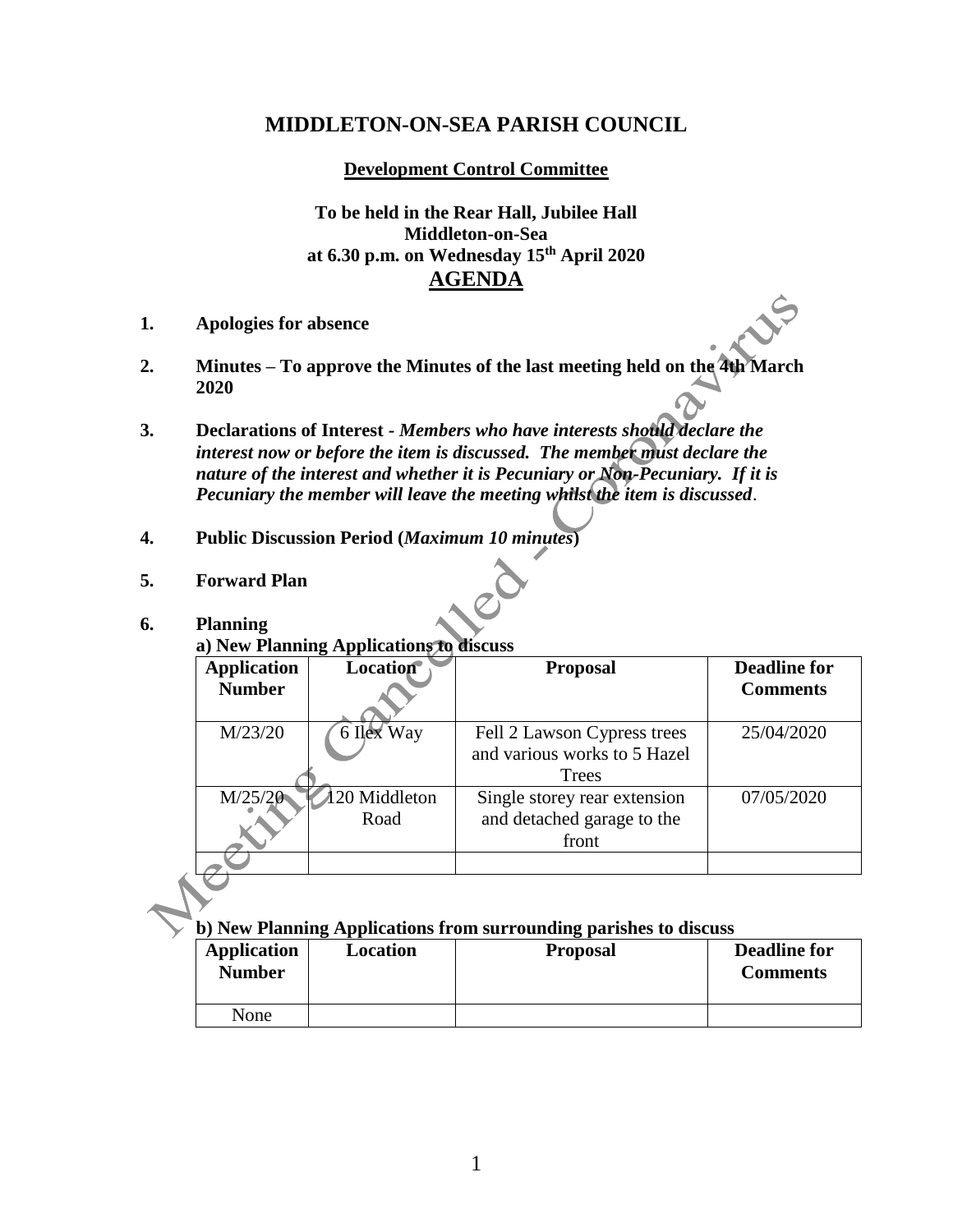# MIDDLETON-ON-SEA PARISH COUNCIL

**Development Control Committee**

**To be held in the Rear Hall, Jubilee Hall**
**Middleton-on-Sea**
**at 6.30 p.m. on Wednesday 15th April 2020**

## AGENDA

Meeting Cancelled - Coronavirus

1. **Apologies for absence**

2. **Minutes – To approve the Minutes of the last meeting held on the 4th March 2020**

3. **Declarations of Interest** - ***Members who have interests should declare the interest now or before the item is discussed. The member must declare the nature of the interest and whether it is Pecuniary or Non-Pecuniary. If it is Pecuniary the member will leave the meeting whilst the item is discussed***.

4. **Public Discussion Period (*Maximum 10 minutes*)**

5. **Forward Plan**

6. **Planning**

**a) New Planning Applications to discuss**

| Application Number | Location | Proposal | Deadline for Comments |
|---|---|---|---|
| M/23/20 | 6 Ilex Way | Fell 2 Lawson Cypress trees and various works to 5 Hazel Trees | 25/04/2020 |
| M/25/20 | 120 Middleton Road | Single storey rear extension and detached garage to the front | 07/05/2020 |
| | | | |

**b) New Planning Applications from surrounding parishes to discuss**

| Application Number | Location | Proposal | Deadline for Comments |
|---|---|---|---|
| None | | | |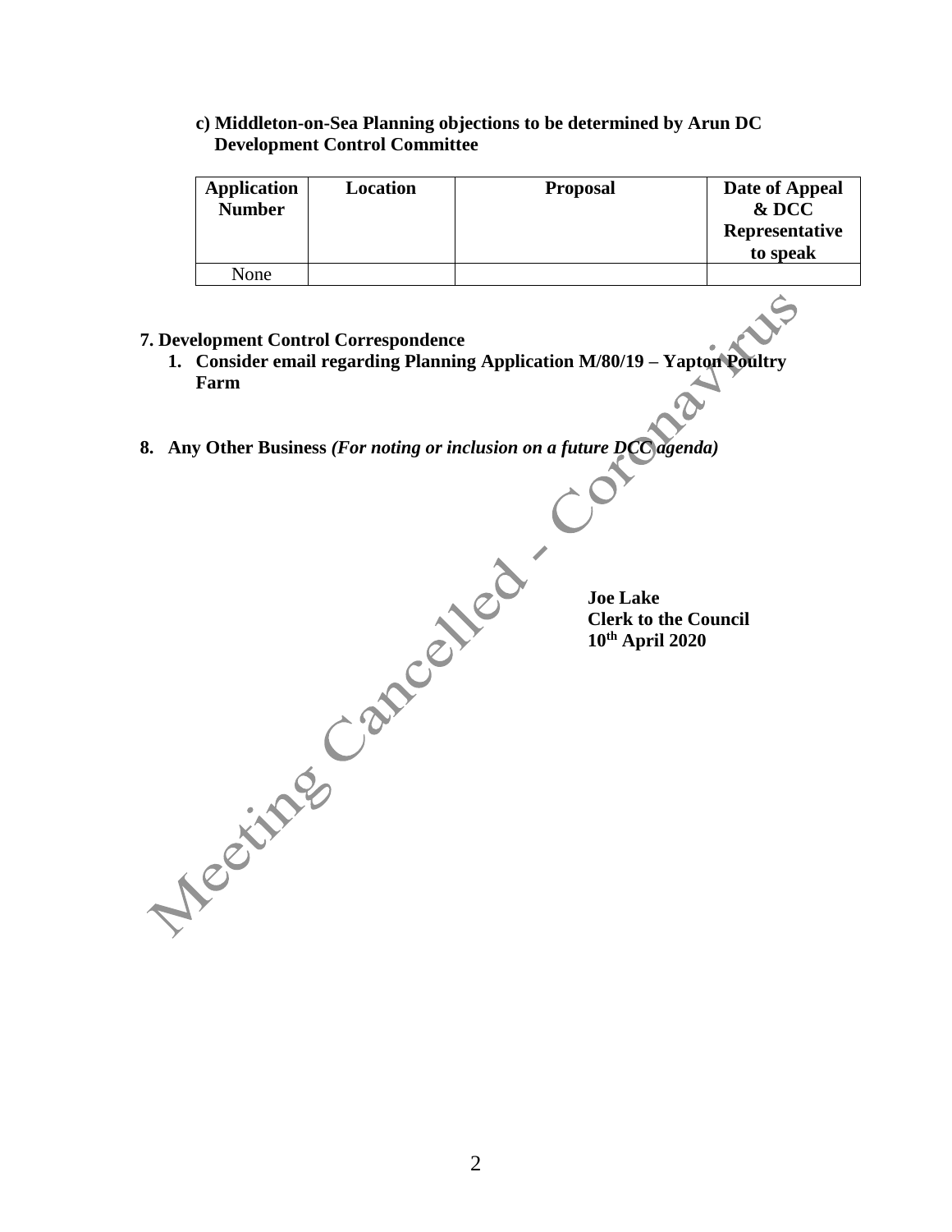**c) Middleton-on-Sea Planning objections to be determined by Arun DC Development Control Committee**

| Application Number | Location | Proposal | Date of Appeal & DCC Representative to speak |
|---|---|---|---|
| None | | | |

**7. Development Control Correspondence**

1. **Consider email regarding Planning Application M/80/19 – Yapton Poultry Farm**

**8. Any Other Business** ***(For noting or inclusion on a future DCC agenda)***

Meeting Cancelled - Coronavirus

**Joe Lake**
**Clerk to the Council**
**10th April 2020**